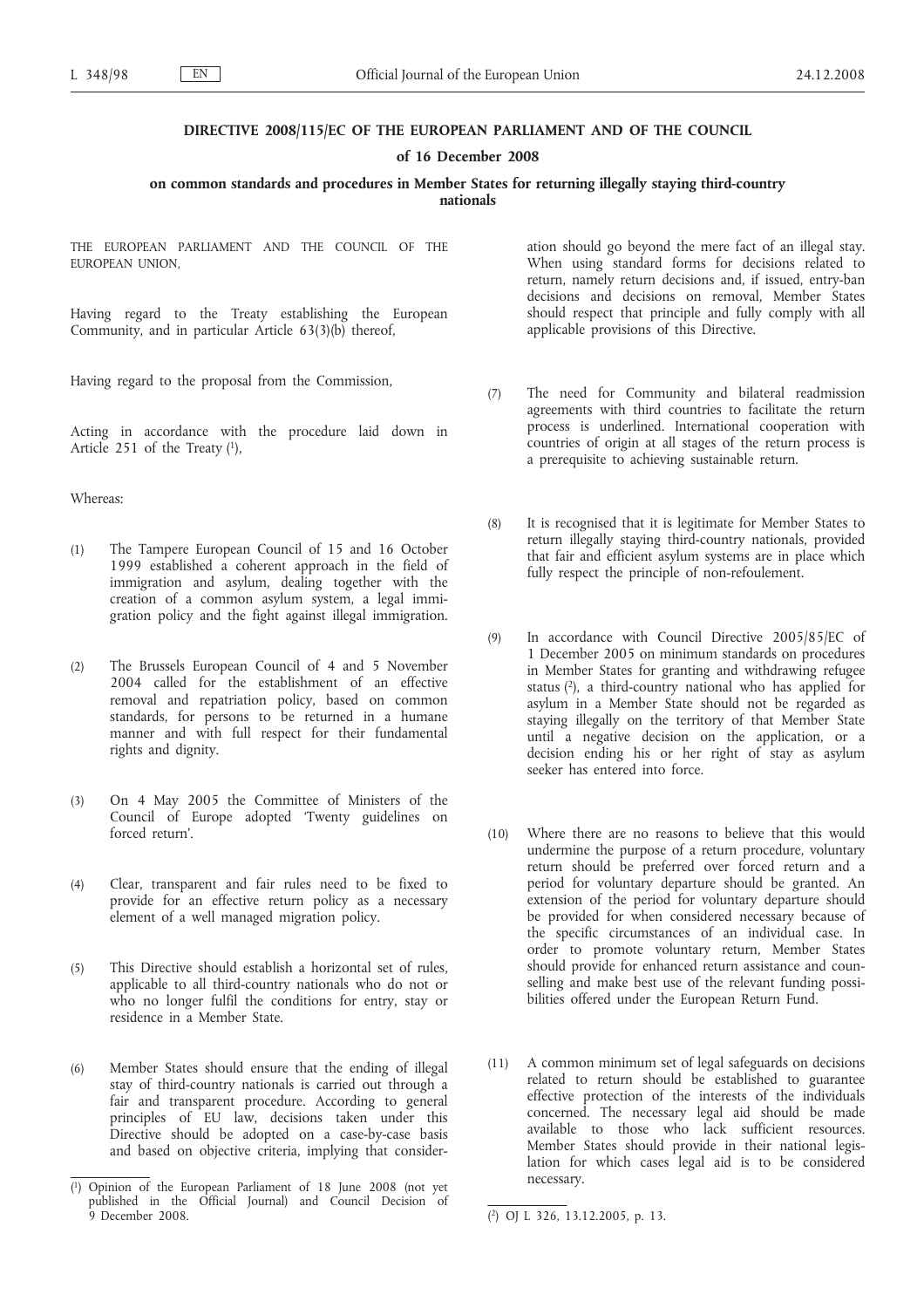**DIRECTIVE 2008/115/EC OF THE EUROPEAN PARLIAMENT AND OF THE COUNCIL**

**of 16 December 2008**

**on common standards and procedures in Member States for returning illegally staying third-country nationals**

THE EUROPEAN PARLIAMENT AND THE COUNCIL OF THE EUROPEAN UNION,

Having regard to the Treaty establishing the European Community, and in particular Article 63(3)(b) thereof,

Having regard to the proposal from the Commission,

Acting in accordance with the procedure laid down in Article 251 of the Treaty [1],

Whereas:

(1) The Tampere European Council of 15 and 16 October 1999 established a coherent approach in the field of immigration and asylum, dealing together with the creation of a common asylum system, a legal immigration policy and the fight against illegal immigration.

(2) The Brussels European Council of 4 and 5 November 2004 called for the establishment of an effective removal and repatriation policy, based on common standards, for persons to be returned in a humane manner and with full respect for their fundamental rights and dignity.

(3) On 4 May 2005 the Committee of Ministers of the Council of Europe adopted 'Twenty guidelines on forced return'.

(4) Clear, transparent and fair rules need to be fixed to provide for an effective return policy as a necessary element of a well managed migration policy.

(5) This Directive should establish a horizontal set of rules, applicable to all third-country nationals who do not or who no longer fulfil the conditions for entry, stay or residence in a Member State.

(6) Member States should ensure that the ending of illegal stay of third-country nationals is carried out through a fair and transparent procedure. According to general principles of EU law, decisions taken under this Directive should be adopted on a case-by-case basis and based on objective criteria, implying that consideration should go beyond the mere fact of an illegal stay. When using standard forms for decisions related to return, namely return decisions and, if issued, entry-ban decisions and decisions on removal, Member States should respect that principle and fully comply with all applicable provisions of this Directive.

(7) The need for Community and bilateral readmission agreements with third countries to facilitate the return process is underlined. International cooperation with countries of origin at all stages of the return process is a prerequisite to achieving sustainable return.

(8) It is recognised that it is legitimate for Member States to return illegally staying third-country nationals, provided that fair and efficient asylum systems are in place which fully respect the principle of non-refoulement.

(9) In accordance with Council Directive 2005/85/EC of 1 December 2005 on minimum standards on procedures in Member States for granting and withdrawing refugee status [2], a third-country national who has applied for asylum in a Member State should not be regarded as staying illegally on the territory of that Member State until a negative decision on the application, or a decision ending his or her right of stay as asylum seeker has entered into force.

(10) Where there are no reasons to believe that this would undermine the purpose of a return procedure, voluntary return should be preferred over forced return and a period for voluntary departure should be granted. An extension of the period for voluntary departure should be provided for when considered necessary because of the specific circumstances of an individual case. In order to promote voluntary return, Member States should provide for enhanced return assistance and counselling and make best use of the relevant funding possibilities offered under the European Return Fund.

(11) A common minimum set of legal safeguards on decisions related to return should be established to guarantee effective protection of the interests of the individuals concerned. The necessary legal aid should be made available to those who lack sufficient resources. Member States should provide in their national legislation for which cases legal aid is to be considered necessary.

---

[1] Opinion of the European Parliament of 18 June 2008 (not yet published in the Official Journal) and Council Decision of 9 December 2008.

[2] OJ L 326, 13.12.2005, p. 13.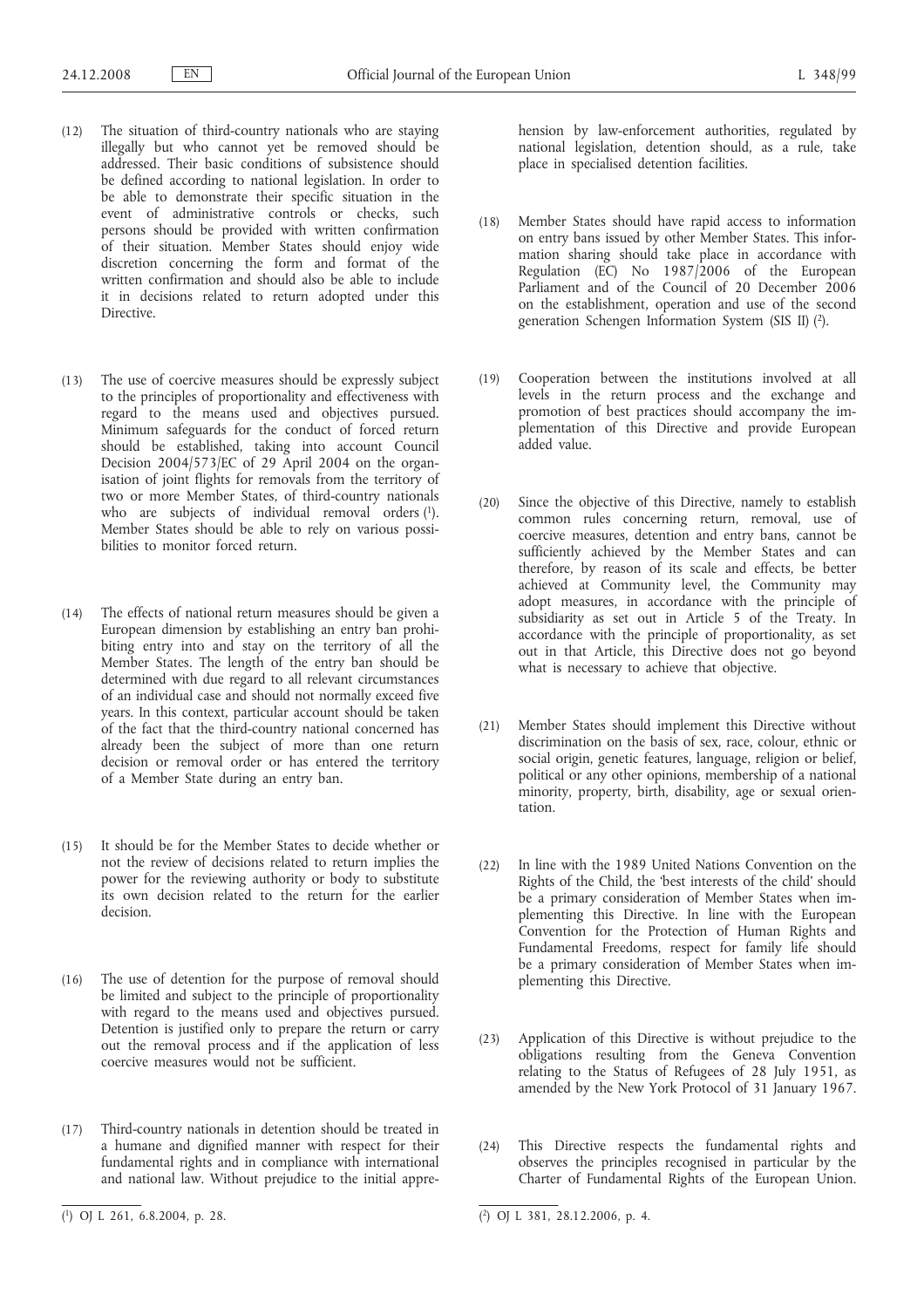(12) The situation of third-country nationals who are staying illegally but who cannot yet be removed should be addressed. Their basic conditions of subsistence should be defined according to national legislation. In order to be able to demonstrate their specific situation in the event of administrative controls or checks, such persons should be provided with written confirmation of their situation. Member States should enjoy wide discretion concerning the form and format of the written confirmation and should also be able to include it in decisions related to return adopted under this Directive.

(13) The use of coercive measures should be expressly subject to the principles of proportionality and effectiveness with regard to the means used and objectives pursued. Minimum safeguards for the conduct of forced return should be established, taking into account Council Decision 2004/573/EC of 29 April 2004 on the organisation of joint flights for removals from the territory of two or more Member States, of third-country nationals who are subjects of individual removal orders [1]. Member States should be able to rely on various possibilities to monitor forced return.

(14) The effects of national return measures should be given a European dimension by establishing an entry ban prohibiting entry into and stay on the territory of all the Member States. The length of the entry ban should be determined with due regard to all relevant circumstances of an individual case and should not normally exceed five years. In this context, particular account should be taken of the fact that the third-country national concerned has already been the subject of more than one return decision or removal order or has entered the territory of a Member State during an entry ban.

(15) It should be for the Member States to decide whether or not the review of decisions related to return implies the power for the reviewing authority or body to substitute its own decision related to the return for the earlier decision.

(16) The use of detention for the purpose of removal should be limited and subject to the principle of proportionality with regard to the means used and objectives pursued. Detention is justified only to prepare the return or carry out the removal process and if the application of less coercive measures would not be sufficient.

(17) Third-country nationals in detention should be treated in a humane and dignified manner with respect for their fundamental rights and in compliance with international and national law. Without prejudice to the initial apprehension by law-enforcement authorities, regulated by national legislation, detention should, as a rule, take place in specialised detention facilities.

(18) Member States should have rapid access to information on entry bans issued by other Member States. This information sharing should take place in accordance with Regulation (EC) No 1987/2006 of the European Parliament and of the Council of 20 December 2006 on the establishment, operation and use of the second generation Schengen Information System (SIS II) [2].

(19) Cooperation between the institutions involved at all levels in the return process and the exchange and promotion of best practices should accompany the implementation of this Directive and provide European added value.

(20) Since the objective of this Directive, namely to establish common rules concerning return, removal, use of coercive measures, detention and entry bans, cannot be sufficiently achieved by the Member States and can therefore, by reason of its scale and effects, be better achieved at Community level, the Community may adopt measures, in accordance with the principle of subsidiarity as set out in Article 5 of the Treaty. In accordance with the principle of proportionality, as set out in that Article, this Directive does not go beyond what is necessary to achieve that objective.

(21) Member States should implement this Directive without discrimination on the basis of sex, race, colour, ethnic or social origin, genetic features, language, religion or belief, political or any other opinions, membership of a national minority, property, birth, disability, age or sexual orientation.

(22) In line with the 1989 United Nations Convention on the Rights of the Child, the 'best interests of the child' should be a primary consideration of Member States when implementing this Directive. In line with the European Convention for the Protection of Human Rights and Fundamental Freedoms, respect for family life should be a primary consideration of Member States when implementing this Directive.

(23) Application of this Directive is without prejudice to the obligations resulting from the Geneva Convention relating to the Status of Refugees of 28 July 1951, as amended by the New York Protocol of 31 January 1967.

(24) This Directive respects the fundamental rights and observes the principles recognised in particular by the Charter of Fundamental Rights of the European Union.

---

[1] OJ L 261, 6.8.2004, p. 28.

[2] OJ L 381, 28.12.2006, p. 4.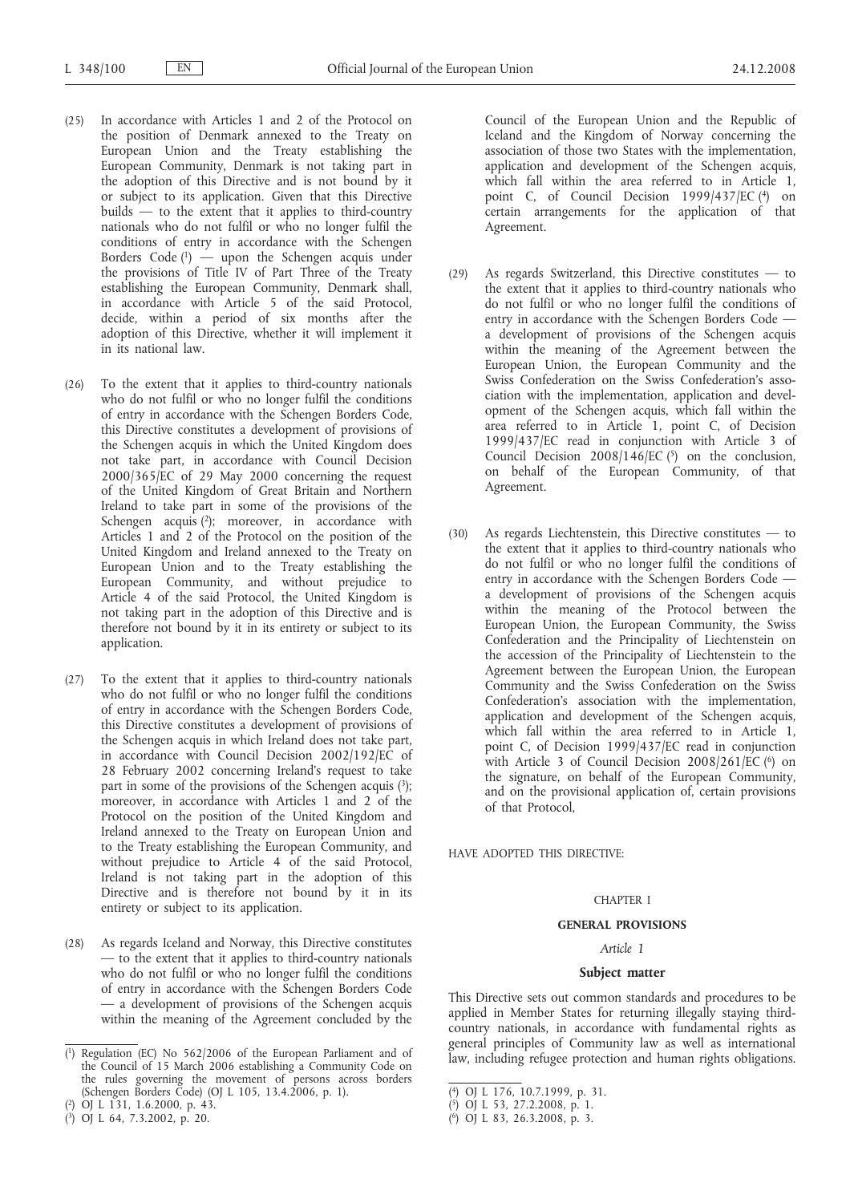(25) In accordance with Articles 1 and 2 of the Protocol on the position of Denmark annexed to the Treaty on European Union and the Treaty establishing the European Community, Denmark is not taking part in the adoption of this Directive and is not bound by it or subject to its application. Given that this Directive builds — to the extent that it applies to third-country nationals who do not fulfil or who no longer fulfil the conditions of entry in accordance with the Schengen Borders Code [1] — upon the Schengen acquis under the provisions of Title IV of Part Three of the Treaty establishing the European Community, Denmark shall, in accordance with Article 5 of the said Protocol, decide, within a period of six months after the adoption of this Directive, whether it will implement it in its national law.

(26) To the extent that it applies to third-country nationals who do not fulfil or who no longer fulfil the conditions of entry in accordance with the Schengen Borders Code, this Directive constitutes a development of provisions of the Schengen acquis in which the United Kingdom does not take part, in accordance with Council Decision 2000/365/EC of 29 May 2000 concerning the request of the United Kingdom of Great Britain and Northern Ireland to take part in some of the provisions of the Schengen acquis [2]; moreover, in accordance with Articles 1 and 2 of the Protocol on the position of the United Kingdom and Ireland annexed to the Treaty on European Union and to the Treaty establishing the European Community, and without prejudice to Article 4 of the said Protocol, the United Kingdom is not taking part in the adoption of this Directive and is therefore not bound by it in its entirety or subject to its application.

(27) To the extent that it applies to third-country nationals who do not fulfil or who no longer fulfil the conditions of entry in accordance with the Schengen Borders Code, this Directive constitutes a development of provisions of the Schengen acquis in which Ireland does not take part, in accordance with Council Decision 2002/192/EC of 28 February 2002 concerning Ireland's request to take part in some of the provisions of the Schengen acquis [3]; moreover, in accordance with Articles 1 and 2 of the Protocol on the position of the United Kingdom and Ireland annexed to the Treaty on European Union and to the Treaty establishing the European Community, and without prejudice to Article 4 of the said Protocol, Ireland is not taking part in the adoption of this Directive and is therefore not bound by it in its entirety or subject to its application.

(28) As regards Iceland and Norway, this Directive constitutes — to the extent that it applies to third-country nationals who do not fulfil or who no longer fulfil the conditions of entry in accordance with the Schengen Borders Code — a development of provisions of the Schengen acquis within the meaning of the Agreement concluded by the Council of the European Union and the Republic of Iceland and the Kingdom of Norway concerning the association of those two States with the implementation, application and development of the Schengen acquis, which fall within the area referred to in Article 1, point C, of Council Decision 1999/437/EC [4] on certain arrangements for the application of that Agreement.

(29) As regards Switzerland, this Directive constitutes — to the extent that it applies to third-country nationals who do not fulfil or who no longer fulfil the conditions of entry in accordance with the Schengen Borders Code — a development of provisions of the Schengen acquis within the meaning of the Agreement between the European Union, the European Community and the Swiss Confederation on the Swiss Confederation's association with the implementation, application and development of the Schengen acquis, which fall within the area referred to in Article 1, point C, of Decision 1999/437/EC read in conjunction with Article 3 of Council Decision 2008/146/EC [5] on the conclusion, on behalf of the European Community, of that Agreement.

(30) As regards Liechtenstein, this Directive constitutes — to the extent that it applies to third-country nationals who do not fulfil or who no longer fulfil the conditions of entry in accordance with the Schengen Borders Code — a development of provisions of the Schengen acquis within the meaning of the Protocol between the European Union, the European Community, the Swiss Confederation and the Principality of Liechtenstein on the accession of the Principality of Liechtenstein to the Agreement between the European Union, the European Community and the Swiss Confederation on the Swiss Confederation's association with the implementation, application and development of the Schengen acquis, which fall within the area referred to in Article 1, point C, of Decision 1999/437/EC read in conjunction with Article 3 of Council Decision 2008/261/EC [6] on the signature, on behalf of the European Community, and on the provisional application of, certain provisions of that Protocol,

HAVE ADOPTED THIS DIRECTIVE:

## CHAPTER I

## GENERAL PROVISIONS

### *Article 1*

### Subject matter

This Directive sets out common standards and procedures to be applied in Member States for returning illegally staying third-country nationals, in accordance with fundamental rights as general principles of Community law as well as international law, including refugee protection and human rights obligations.

---

[1] Regulation (EC) No 562/2006 of the European Parliament and of the Council of 15 March 2006 establishing a Community Code on the rules governing the movement of persons across borders (Schengen Borders Code) (OJ L 105, 13.4.2006, p. 1).

[2] OJ L 131, 1.6.2000, p. 43.

[3] OJ L 64, 7.3.2002, p. 20.

[4] OJ L 176, 10.7.1999, p. 31.

[5] OJ L 53, 27.2.2008, p. 1.

[6] OJ L 83, 26.3.2008, p. 3.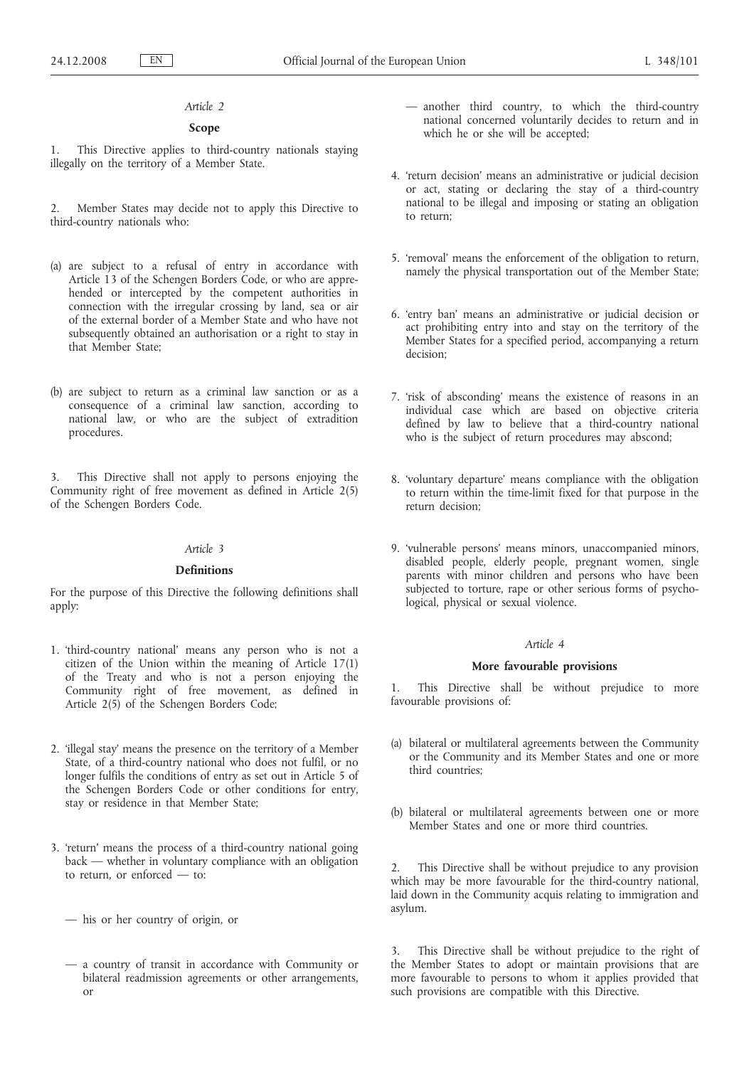*Article 2*

**Scope**

1. This Directive applies to third-country nationals staying illegally on the territory of a Member State.

2. Member States may decide not to apply this Directive to third-country nationals who:

(a) are subject to a refusal of entry in accordance with Article 13 of the Schengen Borders Code, or who are apprehended or intercepted by the competent authorities in connection with the irregular crossing by land, sea or air of the external border of a Member State and who have not subsequently obtained an authorisation or a right to stay in that Member State;

(b) are subject to return as a criminal law sanction or as a consequence of a criminal law sanction, according to national law, or who are the subject of extradition procedures.

3. This Directive shall not apply to persons enjoying the Community right of free movement as defined in Article 2(5) of the Schengen Borders Code.

*Article 3*

**Definitions**

For the purpose of this Directive the following definitions shall apply:

1. 'third-country national' means any person who is not a citizen of the Union within the meaning of Article 17(1) of the Treaty and who is not a person enjoying the Community right of free movement, as defined in Article 2(5) of the Schengen Borders Code;

2. 'illegal stay' means the presence on the territory of a Member State, of a third-country national who does not fulfil, or no longer fulfils the conditions of entry as set out in Article 5 of the Schengen Borders Code or other conditions for entry, stay or residence in that Member State;

3. 'return' means the process of a third-country national going back — whether in voluntary compliance with an obligation to return, or enforced — to:

   — his or her country of origin, or

   — a country of transit in accordance with Community or bilateral readmission agreements or other arrangements, or

   — another third country, to which the third-country national concerned voluntarily decides to return and in which he or she will be accepted;

4. 'return decision' means an administrative or judicial decision or act, stating or declaring the stay of a third-country national to be illegal and imposing or stating an obligation to return;

5. 'removal' means the enforcement of the obligation to return, namely the physical transportation out of the Member State;

6. 'entry ban' means an administrative or judicial decision or act prohibiting entry into and stay on the territory of the Member States for a specified period, accompanying a return decision;

7. 'risk of absconding' means the existence of reasons in an individual case which are based on objective criteria defined by law to believe that a third-country national who is the subject of return procedures may abscond;

8. 'voluntary departure' means compliance with the obligation to return within the time-limit fixed for that purpose in the return decision;

9. 'vulnerable persons' means minors, unaccompanied minors, disabled people, elderly people, pregnant women, single parents with minor children and persons who have been subjected to torture, rape or other serious forms of psychological, physical or sexual violence.

*Article 4*

**More favourable provisions**

1. This Directive shall be without prejudice to more favourable provisions of:

(a) bilateral or multilateral agreements between the Community or the Community and its Member States and one or more third countries;

(b) bilateral or multilateral agreements between one or more Member States and one or more third countries.

2. This Directive shall be without prejudice to any provision which may be more favourable for the third-country national, laid down in the Community acquis relating to immigration and asylum.

3. This Directive shall be without prejudice to the right of the Member States to adopt or maintain provisions that are more favourable to persons to whom it applies provided that such provisions are compatible with this Directive.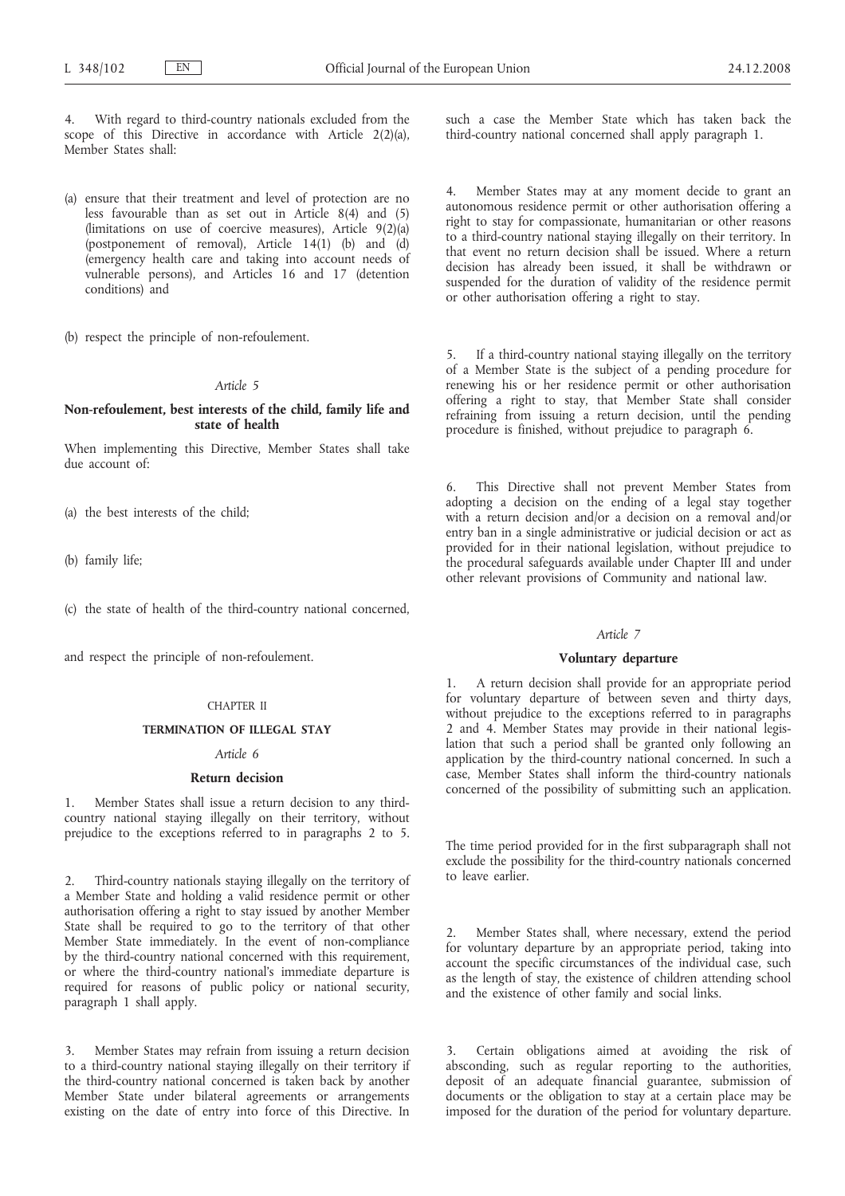4. With regard to third-country nationals excluded from the scope of this Directive in accordance with Article 2(2)(a), Member States shall:

(a) ensure that their treatment and level of protection are no less favourable than as set out in Article 8(4) and (5) (limitations on use of coercive measures), Article 9(2)(a) (postponement of removal), Article 14(1) (b) and (d) (emergency health care and taking into account needs of vulnerable persons), and Articles 16 and 17 (detention conditions) and

(b) respect the principle of non-refoulement.

*Article 5*

**Non-refoulement, best interests of the child, family life and state of health**

When implementing this Directive, Member States shall take due account of:

(a) the best interests of the child;

(b) family life;

(c) the state of health of the third-country national concerned,

and respect the principle of non-refoulement.

CHAPTER II

**TERMINATION OF ILLEGAL STAY**

*Article 6*

**Return decision**

1. Member States shall issue a return decision to any third-country national staying illegally on their territory, without prejudice to the exceptions referred to in paragraphs 2 to 5.

2. Third-country nationals staying illegally on the territory of a Member State and holding a valid residence permit or other authorisation offering a right to stay issued by another Member State shall be required to go to the territory of that other Member State immediately. In the event of non-compliance by the third-country national concerned with this requirement, or where the third-country national's immediate departure is required for reasons of public policy or national security, paragraph 1 shall apply.

3. Member States may refrain from issuing a return decision to a third-country national staying illegally on their territory if the third-country national concerned is taken back by another Member State under bilateral agreements or arrangements existing on the date of entry into force of this Directive. In such a case the Member State which has taken back the third-country national concerned shall apply paragraph 1.

4. Member States may at any moment decide to grant an autonomous residence permit or other authorisation offering a right to stay for compassionate, humanitarian or other reasons to a third-country national staying illegally on their territory. In that event no return decision shall be issued. Where a return decision has already been issued, it shall be withdrawn or suspended for the duration of validity of the residence permit or other authorisation offering a right to stay.

5. If a third-country national staying illegally on the territory of a Member State is the subject of a pending procedure for renewing his or her residence permit or other authorisation offering a right to stay, that Member State shall consider refraining from issuing a return decision, until the pending procedure is finished, without prejudice to paragraph 6.

6. This Directive shall not prevent Member States from adopting a decision on the ending of a legal stay together with a return decision and/or a decision on a removal and/or entry ban in a single administrative or judicial decision or act as provided for in their national legislation, without prejudice to the procedural safeguards available under Chapter III and under other relevant provisions of Community and national law.

*Article 7*

**Voluntary departure**

1. A return decision shall provide for an appropriate period for voluntary departure of between seven and thirty days, without prejudice to the exceptions referred to in paragraphs 2 and 4. Member States may provide in their national legislation that such a period shall be granted only following an application by the third-country national concerned. In such a case, Member States shall inform the third-country nationals concerned of the possibility of submitting such an application.

The time period provided for in the first subparagraph shall not exclude the possibility for the third-country nationals concerned to leave earlier.

2. Member States shall, where necessary, extend the period for voluntary departure by an appropriate period, taking into account the specific circumstances of the individual case, such as the length of stay, the existence of children attending school and the existence of other family and social links.

3. Certain obligations aimed at avoiding the risk of absconding, such as regular reporting to the authorities, deposit of an adequate financial guarantee, submission of documents or the obligation to stay at a certain place may be imposed for the duration of the period for voluntary departure.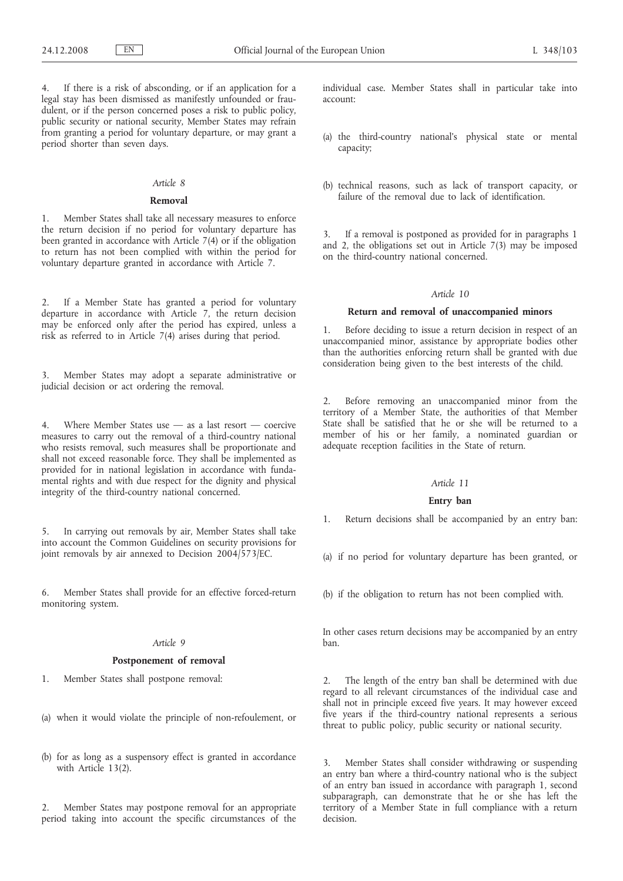4. If there is a risk of absconding, or if an application for a legal stay has been dismissed as manifestly unfounded or fraudulent, or if the person concerned poses a risk to public policy, public security or national security, Member States may refrain from granting a period for voluntary departure, or may grant a period shorter than seven days.

*Article 8*

**Removal**

1. Member States shall take all necessary measures to enforce the return decision if no period for voluntary departure has been granted in accordance with Article 7(4) or if the obligation to return has not been complied with within the period for voluntary departure granted in accordance with Article 7.

2. If a Member State has granted a period for voluntary departure in accordance with Article 7, the return decision may be enforced only after the period has expired, unless a risk as referred to in Article 7(4) arises during that period.

3. Member States may adopt a separate administrative or judicial decision or act ordering the removal.

4. Where Member States use — as a last resort — coercive measures to carry out the removal of a third-country national who resists removal, such measures shall be proportionate and shall not exceed reasonable force. They shall be implemented as provided for in national legislation in accordance with fundamental rights and with due respect for the dignity and physical integrity of the third-country national concerned.

5. In carrying out removals by air, Member States shall take into account the Common Guidelines on security provisions for joint removals by air annexed to Decision 2004/573/EC.

6. Member States shall provide for an effective forced-return monitoring system.

*Article 9*

**Postponement of removal**

1. Member States shall postpone removal:

(a) when it would violate the principle of non-refoulement, or

(b) for as long as a suspensory effect is granted in accordance with Article 13(2).

2. Member States may postpone removal for an appropriate period taking into account the specific circumstances of the individual case. Member States shall in particular take into account:

(a) the third-country national's physical state or mental capacity;

(b) technical reasons, such as lack of transport capacity, or failure of the removal due to lack of identification.

3. If a removal is postponed as provided for in paragraphs 1 and 2, the obligations set out in Article 7(3) may be imposed on the third-country national concerned.

*Article 10*

**Return and removal of unaccompanied minors**

1. Before deciding to issue a return decision in respect of an unaccompanied minor, assistance by appropriate bodies other than the authorities enforcing return shall be granted with due consideration being given to the best interests of the child.

2. Before removing an unaccompanied minor from the territory of a Member State, the authorities of that Member State shall be satisfied that he or she will be returned to a member of his or her family, a nominated guardian or adequate reception facilities in the State of return.

*Article 11*

**Entry ban**

1. Return decisions shall be accompanied by an entry ban:

(a) if no period for voluntary departure has been granted, or

(b) if the obligation to return has not been complied with.

In other cases return decisions may be accompanied by an entry ban.

2. The length of the entry ban shall be determined with due regard to all relevant circumstances of the individual case and shall not in principle exceed five years. It may however exceed five years if the third-country national represents a serious threat to public policy, public security or national security.

3. Member States shall consider withdrawing or suspending an entry ban where a third-country national who is the subject of an entry ban issued in accordance with paragraph 1, second subparagraph, can demonstrate that he or she has left the territory of a Member State in full compliance with a return decision.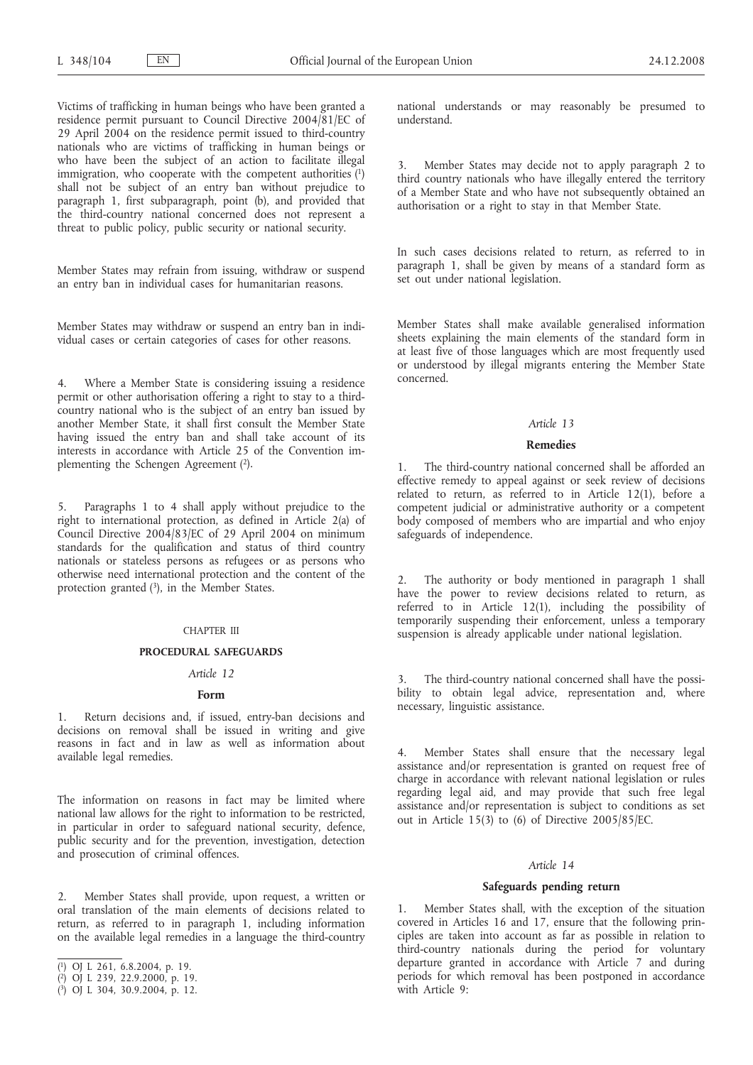Victims of trafficking in human beings who have been granted a residence permit pursuant to Council Directive 2004/81/EC of 29 April 2004 on the residence permit issued to third-country nationals who are victims of trafficking in human beings or who have been the subject of an action to facilitate illegal immigration, who cooperate with the competent authorities [1] shall not be subject of an entry ban without prejudice to paragraph 1, first subparagraph, point (b), and provided that the third-country national concerned does not represent a threat to public policy, public security or national security.

Member States may refrain from issuing, withdraw or suspend an entry ban in individual cases for humanitarian reasons.

Member States may withdraw or suspend an entry ban in individual cases or certain categories of cases for other reasons.

4. Where a Member State is considering issuing a residence permit or other authorisation offering a right to stay to a third-country national who is the subject of an entry ban issued by another Member State, it shall first consult the Member State having issued the entry ban and shall take account of its interests in accordance with Article 25 of the Convention implementing the Schengen Agreement [2].

5. Paragraphs 1 to 4 shall apply without prejudice to the right to international protection, as defined in Article 2(a) of Council Directive 2004/83/EC of 29 April 2004 on minimum standards for the qualification and status of third country nationals or stateless persons as refugees or as persons who otherwise need international protection and the content of the protection granted [3], in the Member States.

## CHAPTER III

## PROCEDURAL SAFEGUARDS

### *Article 12*

### Form

1. Return decisions and, if issued, entry-ban decisions and decisions on removal shall be issued in writing and give reasons in fact and in law as well as information about available legal remedies.

The information on reasons in fact may be limited where national law allows for the right to information to be restricted, in particular in order to safeguard national security, defence, public security and for the prevention, investigation, detection and prosecution of criminal offences.

2. Member States shall provide, upon request, a written or oral translation of the main elements of decisions related to return, as referred to in paragraph 1, including information on the available legal remedies in a language the third-country national understands or may reasonably be presumed to understand.

3. Member States may decide not to apply paragraph 2 to third country nationals who have illegally entered the territory of a Member State and who have not subsequently obtained an authorisation or a right to stay in that Member State.

In such cases decisions related to return, as referred to in paragraph 1, shall be given by means of a standard form as set out under national legislation.

Member States shall make available generalised information sheets explaining the main elements of the standard form in at least five of those languages which are most frequently used or understood by illegal migrants entering the Member State concerned.

### *Article 13*

### Remedies

1. The third-country national concerned shall be afforded an effective remedy to appeal against or seek review of decisions related to return, as referred to in Article 12(1), before a competent judicial or administrative authority or a competent body composed of members who are impartial and who enjoy safeguards of independence.

2. The authority or body mentioned in paragraph 1 shall have the power to review decisions related to return, as referred to in Article 12(1), including the possibility of temporarily suspending their enforcement, unless a temporary suspension is already applicable under national legislation.

3. The third-country national concerned shall have the possibility to obtain legal advice, representation and, where necessary, linguistic assistance.

4. Member States shall ensure that the necessary legal assistance and/or representation is granted on request free of charge in accordance with relevant national legislation or rules regarding legal aid, and may provide that such free legal assistance and/or representation is subject to conditions as set out in Article 15(3) to (6) of Directive 2005/85/EC.

### *Article 14*

### Safeguards pending return

1. Member States shall, with the exception of the situation covered in Articles 16 and 17, ensure that the following principles are taken into account as far as possible in relation to third-country nationals during the period for voluntary departure granted in accordance with Article 7 and during periods for which removal has been postponed in accordance with Article 9:

---

[1] OJ L 261, 6.8.2004, p. 19.
[2] OJ L 239, 22.9.2000, p. 19.
[3] OJ L 304, 30.9.2004, p. 12.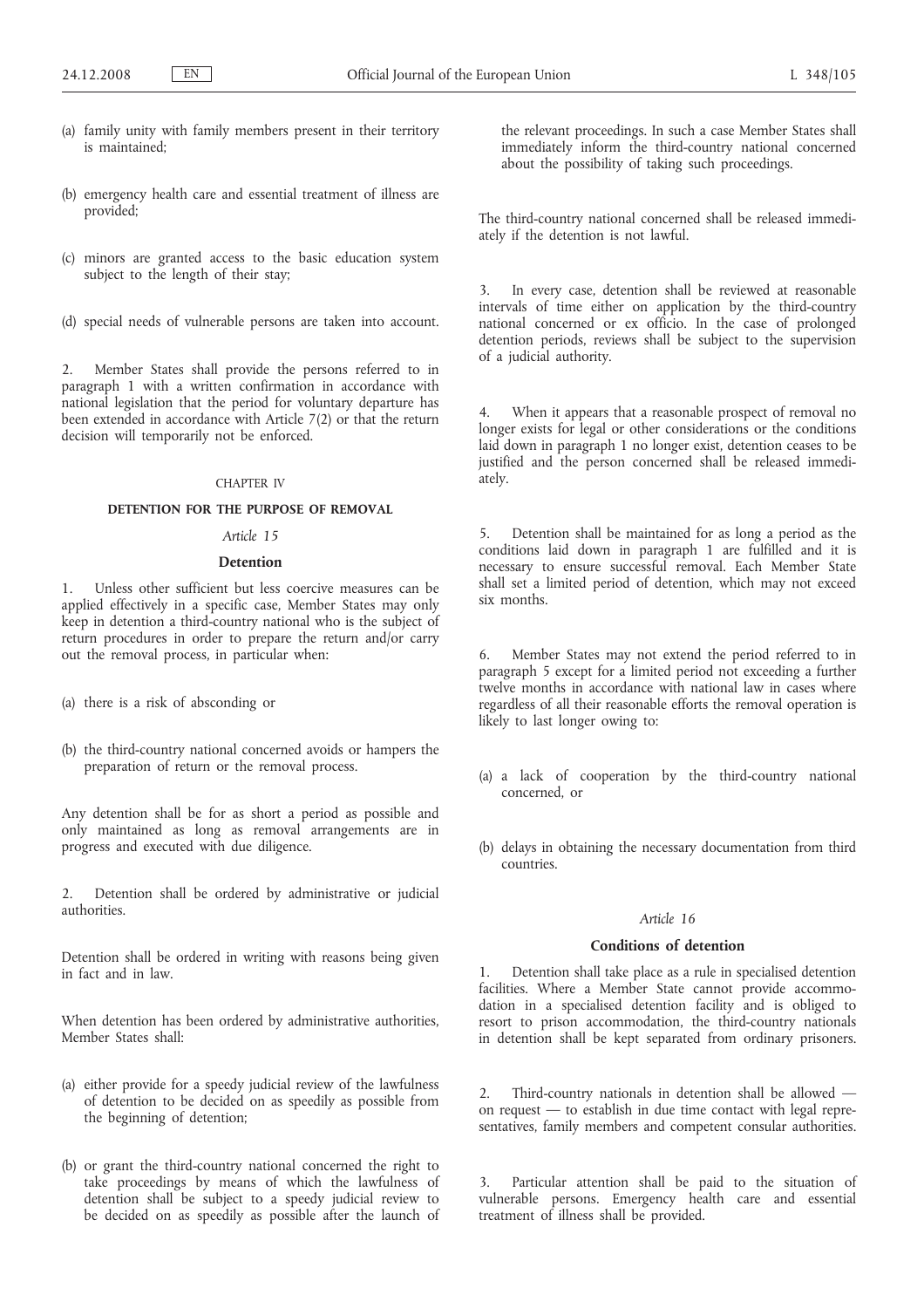(a) family unity with family members present in their territory is maintained;

(b) emergency health care and essential treatment of illness are provided;

(c) minors are granted access to the basic education system subject to the length of their stay;

(d) special needs of vulnerable persons are taken into account.

2. Member States shall provide the persons referred to in paragraph 1 with a written confirmation in accordance with national legislation that the period for voluntary departure has been extended in accordance with Article 7(2) or that the return decision will temporarily not be enforced.

## CHAPTER IV

## DETENTION FOR THE PURPOSE OF REMOVAL

### *Article 15*

### Detention

1. Unless other sufficient but less coercive measures can be applied effectively in a specific case, Member States may only keep in detention a third-country national who is the subject of return procedures in order to prepare the return and/or carry out the removal process, in particular when:

(a) there is a risk of absconding or

(b) the third-country national concerned avoids or hampers the preparation of return or the removal process.

Any detention shall be for as short a period as possible and only maintained as long as removal arrangements are in progress and executed with due diligence.

2. Detention shall be ordered by administrative or judicial authorities.

Detention shall be ordered in writing with reasons being given in fact and in law.

When detention has been ordered by administrative authorities, Member States shall:

(a) either provide for a speedy judicial review of the lawfulness of detention to be decided on as speedily as possible from the beginning of detention;

(b) or grant the third-country national concerned the right to take proceedings by means of which the lawfulness of detention shall be subject to a speedy judicial review to be decided on as speedily as possible after the launch of the relevant proceedings. In such a case Member States shall immediately inform the third-country national concerned about the possibility of taking such proceedings.

The third-country national concerned shall be released immediately if the detention is not lawful.

3. In every case, detention shall be reviewed at reasonable intervals of time either on application by the third-country national concerned or ex officio. In the case of prolonged detention periods, reviews shall be subject to the supervision of a judicial authority.

4. When it appears that a reasonable prospect of removal no longer exists for legal or other considerations or the conditions laid down in paragraph 1 no longer exist, detention ceases to be justified and the person concerned shall be released immediately.

5. Detention shall be maintained for as long a period as the conditions laid down in paragraph 1 are fulfilled and it is necessary to ensure successful removal. Each Member State shall set a limited period of detention, which may not exceed six months.

6. Member States may not extend the period referred to in paragraph 5 except for a limited period not exceeding a further twelve months in accordance with national law in cases where regardless of all their reasonable efforts the removal operation is likely to last longer owing to:

(a) a lack of cooperation by the third-country national concerned, or

(b) delays in obtaining the necessary documentation from third countries.

### *Article 16*

### Conditions of detention

1. Detention shall take place as a rule in specialised detention facilities. Where a Member State cannot provide accommodation in a specialised detention facility and is obliged to resort to prison accommodation, the third-country nationals in detention shall be kept separated from ordinary prisoners.

2. Third-country nationals in detention shall be allowed — on request — to establish in due time contact with legal representatives, family members and competent consular authorities.

3. Particular attention shall be paid to the situation of vulnerable persons. Emergency health care and essential treatment of illness shall be provided.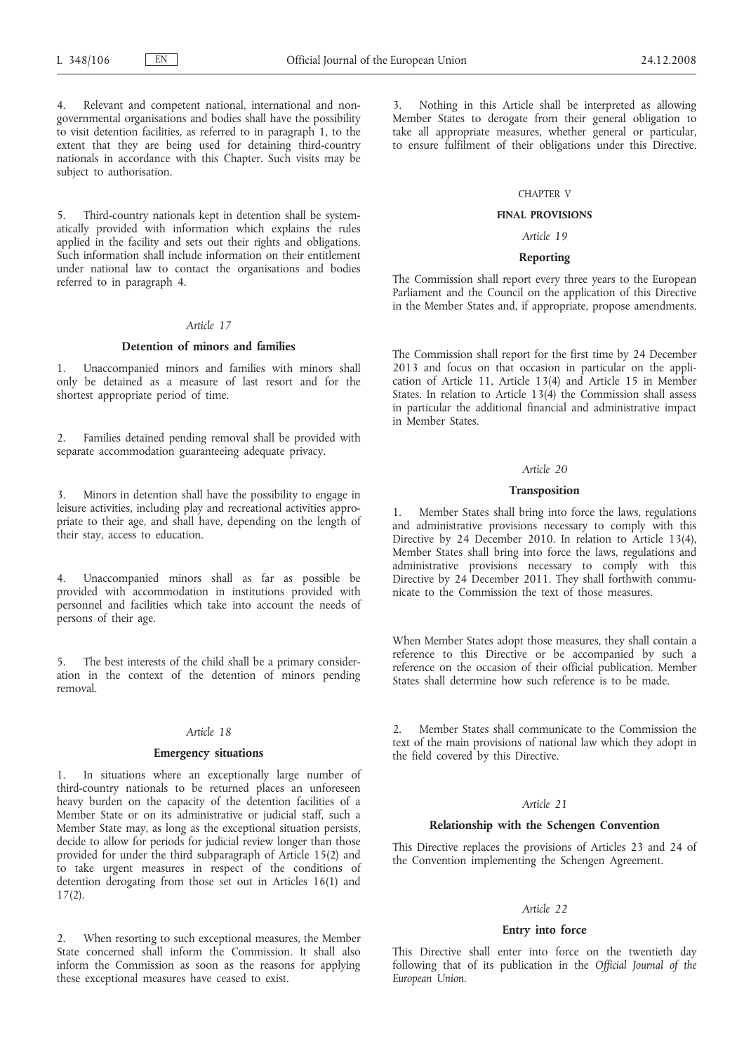4. Relevant and competent national, international and non-governmental organisations and bodies shall have the possibility to visit detention facilities, as referred to in paragraph 1, to the extent that they are being used for detaining third-country nationals in accordance with this Chapter. Such visits may be subject to authorisation.

5. Third-country nationals kept in detention shall be systematically provided with information which explains the rules applied in the facility and sets out their rights and obligations. Such information shall include information on their entitlement under national law to contact the organisations and bodies referred to in paragraph 4.

*Article 17*

**Detention of minors and families**

1. Unaccompanied minors and families with minors shall only be detained as a measure of last resort and for the shortest appropriate period of time.

2. Families detained pending removal shall be provided with separate accommodation guaranteeing adequate privacy.

3. Minors in detention shall have the possibility to engage in leisure activities, including play and recreational activities appropriate to their age, and shall have, depending on the length of their stay, access to education.

4. Unaccompanied minors shall as far as possible be provided with accommodation in institutions provided with personnel and facilities which take into account the needs of persons of their age.

5. The best interests of the child shall be a primary consideration in the context of the detention of minors pending removal.

*Article 18*

**Emergency situations**

1. In situations where an exceptionally large number of third-country nationals to be returned places an unforeseen heavy burden on the capacity of the detention facilities of a Member State or on its administrative or judicial staff, such a Member State may, as long as the exceptional situation persists, decide to allow for periods for judicial review longer than those provided for under the third subparagraph of Article 15(2) and to take urgent measures in respect of the conditions of detention derogating from those set out in Articles 16(1) and 17(2).

2. When resorting to such exceptional measures, the Member State concerned shall inform the Commission. It shall also inform the Commission as soon as the reasons for applying these exceptional measures have ceased to exist.

3. Nothing in this Article shall be interpreted as allowing Member States to derogate from their general obligation to take all appropriate measures, whether general or particular, to ensure fulfilment of their obligations under this Directive.

CHAPTER V

**FINAL PROVISIONS**

*Article 19*

**Reporting**

The Commission shall report every three years to the European Parliament and the Council on the application of this Directive in the Member States and, if appropriate, propose amendments.

The Commission shall report for the first time by 24 December 2013 and focus on that occasion in particular on the application of Article 11, Article 13(4) and Article 15 in Member States. In relation to Article 13(4) the Commission shall assess in particular the additional financial and administrative impact in Member States.

*Article 20*

**Transposition**

1. Member States shall bring into force the laws, regulations and administrative provisions necessary to comply with this Directive by 24 December 2010. In relation to Article 13(4), Member States shall bring into force the laws, regulations and administrative provisions necessary to comply with this Directive by 24 December 2011. They shall forthwith communicate to the Commission the text of those measures.

When Member States adopt those measures, they shall contain a reference to this Directive or be accompanied by such a reference on the occasion of their official publication. Member States shall determine how such reference is to be made.

2. Member States shall communicate to the Commission the text of the main provisions of national law which they adopt in the field covered by this Directive.

*Article 21*

**Relationship with the Schengen Convention**

This Directive replaces the provisions of Articles 23 and 24 of the Convention implementing the Schengen Agreement.

*Article 22*

**Entry into force**

This Directive shall enter into force on the twentieth day following that of its publication in the *Official Journal of the European Union*.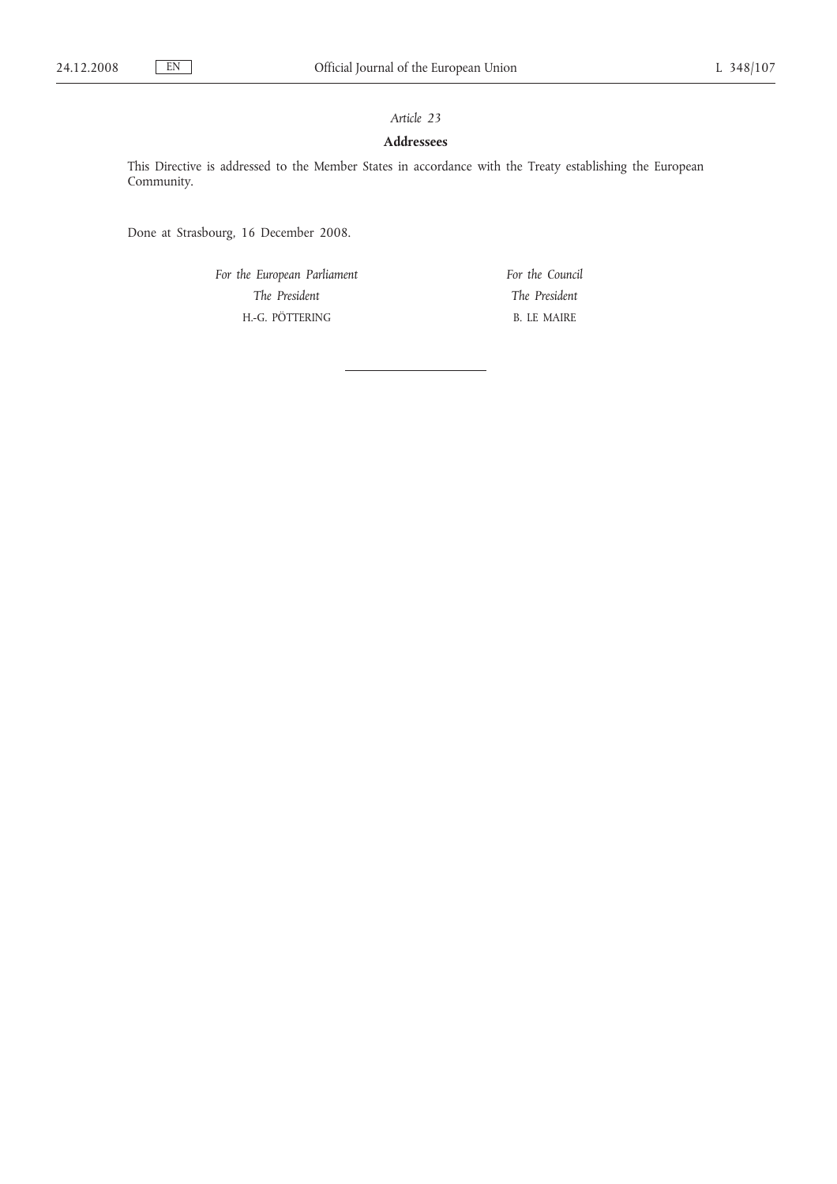*Article 23*

**Addressees**

This Directive is addressed to the Member States in accordance with the Treaty establishing the European Community.

Done at Strasbourg, 16 December 2008.

*For the European Parliament*

*The President*

H.-G. PÖTTERING

*For the Council*

*The President*

B. LE MAIRE